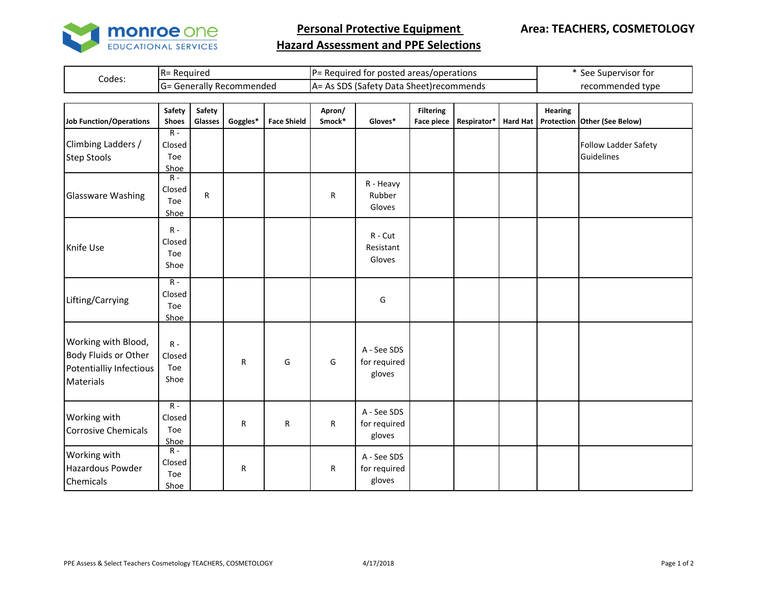monroe one
EDUCATIONAL SERVICES

# Personal Protective Equipment
# Hazard Assessment and PPE Selections

**Area: TEACHERS, COSMETOLOGY**

| Codes: | R= Required | P= Required for posted areas/operations | * See Supervisor for recommended type |
|---|---|---|---|
| | G= Generally Recommended | A= As SDS (Safety Data Sheet)recommends | |

| Job Function/Operations | Safety Shoes | Safety Glasses | Goggles* | Face Shield | Apron/ Smock* | Gloves* | Filtering Face piece | Respirator* | Hard Hat | Hearing Protection | Other (See Below) |
|---|---|---|---|---|---|---|---|---|---|---|---|
| Climbing Ladders / Step Stools | R - Closed Toe Shoe | | | | | | | | | | Follow Ladder Safety Guidelines |
| Glassware Washing | R - Closed Toe Shoe | R | | | R | R - Heavy Rubber Gloves | | | | | |
| Knife Use | R - Closed Toe Shoe | | | | | R - Cut Resistant Gloves | | | | | |
| Lifting/Carrying | R - Closed Toe Shoe | | | | | G | | | | | |
| Working with Blood, Body Fluids or Other Potentialliy Infectious Materials | R - Closed Toe Shoe | | R | G | G | A - See SDS for required gloves | | | | | |
| Working with Corrosive Chemicals | R - Closed Toe Shoe | | R | R | R | A - See SDS for required gloves | | | | | |
| Working with Hazardous Powder Chemicals | R - Closed Toe Shoe | | R | | R | A - See SDS for required gloves | | | | | |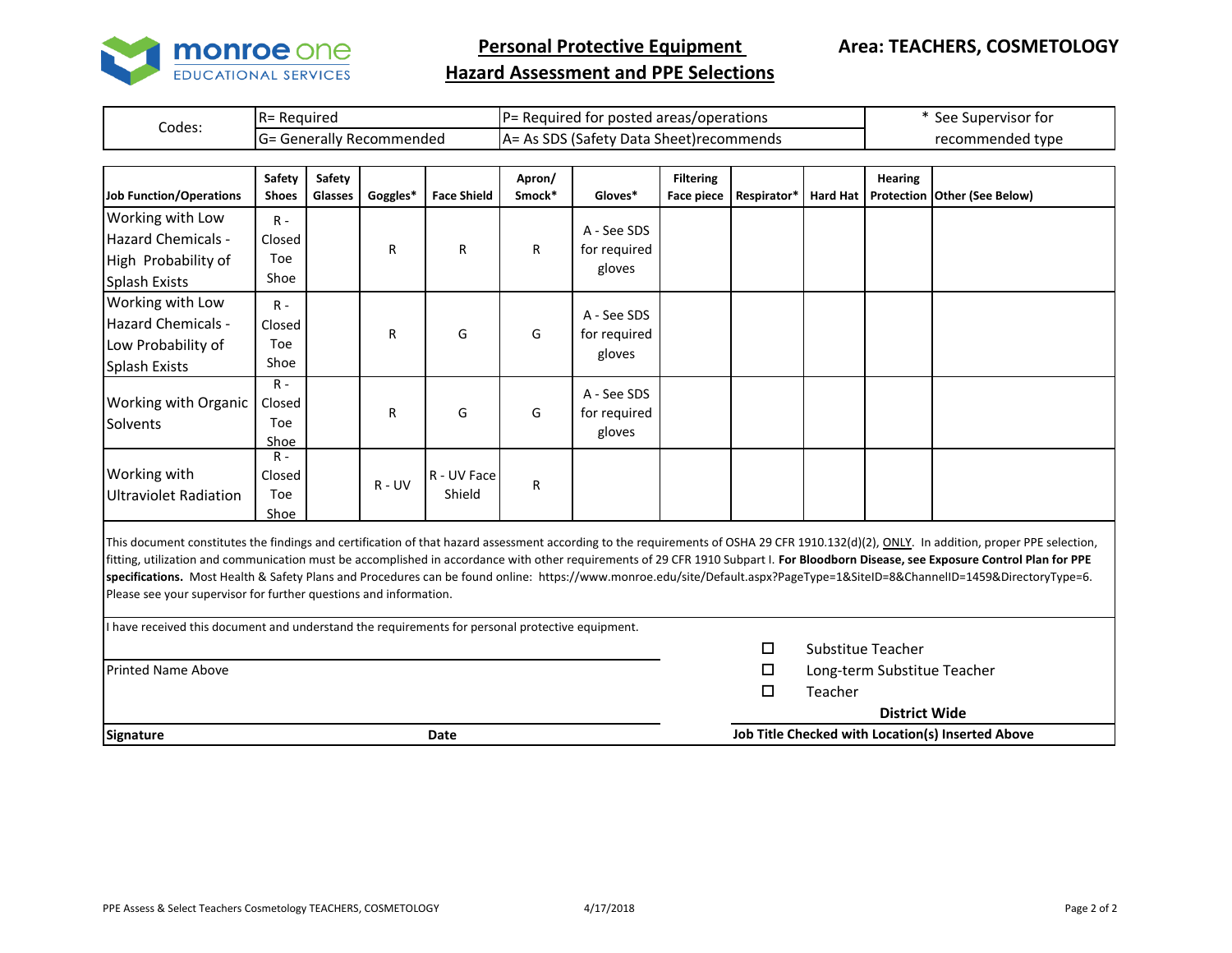**monroe one** EDUCATIONAL SERVICES

# Personal Protective Equipment Hazard Assessment and PPE Selections

**Area: TEACHERS, COSMETOLOGY**

| Codes: | R= Required | P= Required for posted areas/operations | * See Supervisor for recommended type |
|---|---|---|---|
| | G= Generally Recommended | A= As SDS (Safety Data Sheet)recommends | |

| Job Function/Operations | Safety Shoes | Safety Glasses | Goggles* | Face Shield | Apron/ Smock* | Gloves* | Filtering Face piece | Respirator* | Hard Hat | Hearing Protection | Other (See Below) |
|---|---|---|---|---|---|---|---|---|---|---|---|
| Working with Low Hazard Chemicals - High Probability of Splash Exists | R - Closed Toe Shoe | | R | R | R | A - See SDS for required gloves | | | | | |
| Working with Low Hazard Chemicals - Low Probability of Splash Exists | R - Closed Toe Shoe | | R | G | G | A - See SDS for required gloves | | | | | |
| Working with Organic Solvents | R - Closed Toe Shoe | | R | G | G | A - See SDS for required gloves | | | | | |
| Working with Ultraviolet Radiation | R - Closed Toe Shoe | | R - UV | R - UV Face Shield | R | | | | | | |

This document constitutes the findings and certification of that hazard assessment according to the requirements of OSHA 29 CFR 1910.132(d)(2), ONLY. In addition, proper PPE selection, fitting, utilization and communication must be accomplished in accordance with other requirements of 29 CFR 1910 Subpart I. **For Bloodborn Disease, see Exposure Control Plan for PPE specifications.** Most Health & Safety Plans and Procedures can be found online: https://www.monroe.edu/site/Default.aspx?PageType=1&SiteID=8&ChannelID=1459&DirectoryType=6. Please see your supervisor for further questions and information.

I have received this document and understand the requirements for personal protective equipment.

☐ Substitue Teacher
☐ Long-term Substitue Teacher
☐ Teacher

Printed Name Above

**District Wide**

**Signature** **Date** **Job Title Checked with Location(s) Inserted Above**

PPE Assess & Select Teachers Cosmetology TEACHERS, COSMETOLOGY 4/17/2018